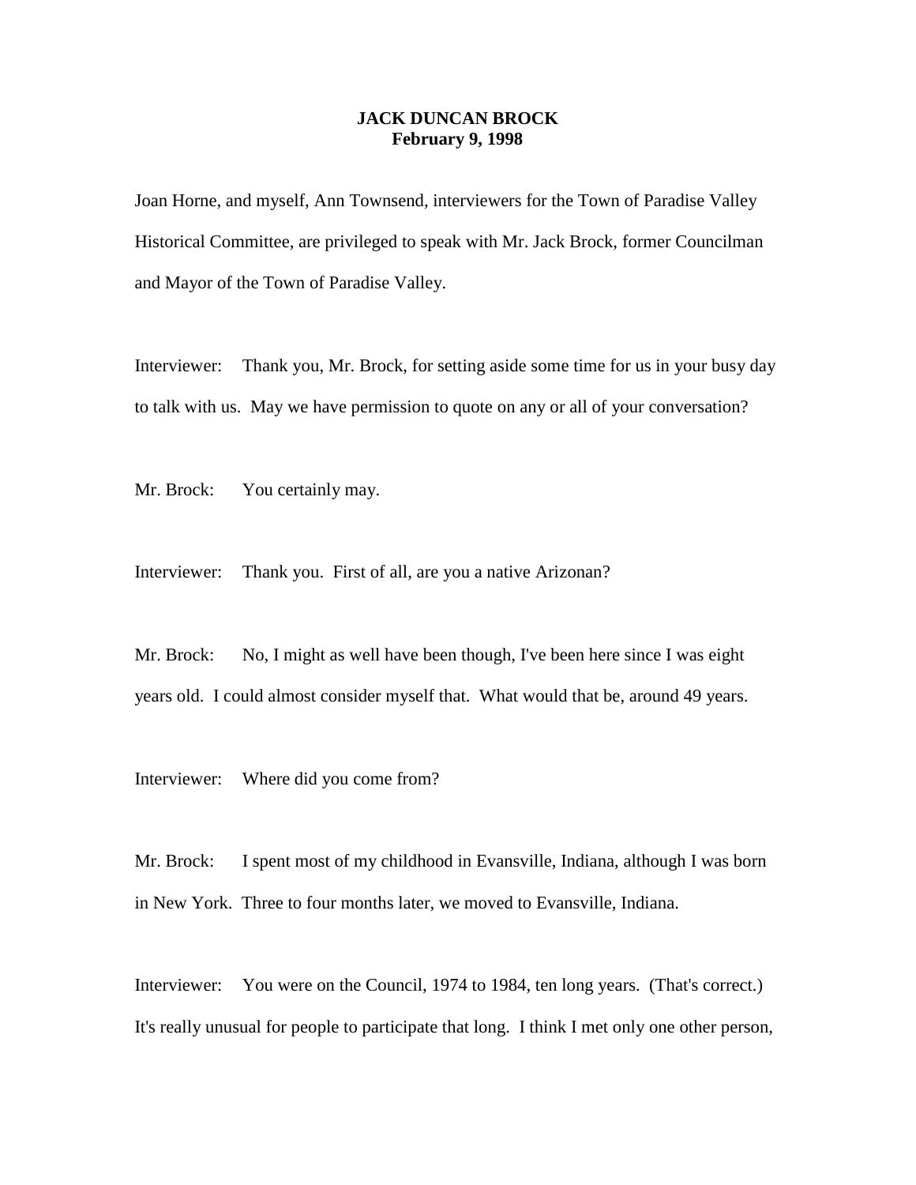# JACK DUNCAN BROCK
## February 9, 1998

Joan Horne, and myself, Ann Townsend, interviewers for the Town of Paradise Valley Historical Committee, are privileged to speak with Mr. Jack Brock, former Councilman and Mayor of the Town of Paradise Valley.

Interviewer: Thank you, Mr. Brock, for setting aside some time for us in your busy day to talk with us. May we have permission to quote on any or all of your conversation?

Mr. Brock: You certainly may.

Interviewer: Thank you. First of all, are you a native Arizonan?

Mr. Brock: No, I might as well have been though, I've been here since I was eight years old. I could almost consider myself that. What would that be, around 49 years.

Interviewer: Where did you come from?

Mr. Brock: I spent most of my childhood in Evansville, Indiana, although I was born in New York. Three to four months later, we moved to Evansville, Indiana.

Interviewer: You were on the Council, 1974 to 1984, ten long years. (That's correct.) It's really unusual for people to participate that long. I think I met only one other person,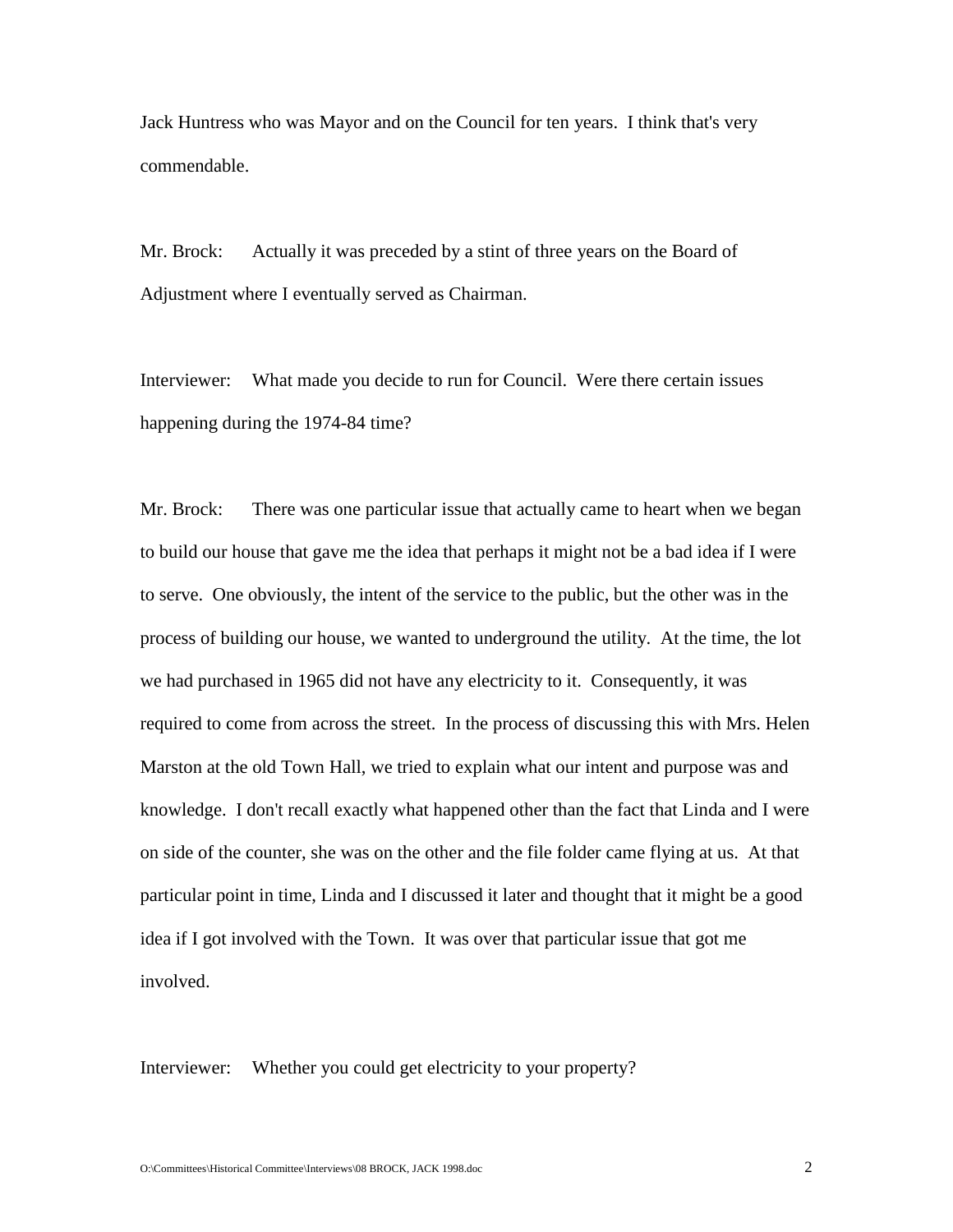Jack Huntress who was Mayor and on the Council for ten years. I think that's very commendable.

Mr. Brock: Actually it was preceded by a stint of three years on the Board of Adjustment where I eventually served as Chairman.

Interviewer: What made you decide to run for Council. Were there certain issues happening during the 1974-84 time?

Mr. Brock: There was one particular issue that actually came to heart when we began to build our house that gave me the idea that perhaps it might not be a bad idea if I were to serve. One obviously, the intent of the service to the public, but the other was in the process of building our house, we wanted to underground the utility. At the time, the lot we had purchased in 1965 did not have any electricity to it. Consequently, it was required to come from across the street. In the process of discussing this with Mrs. Helen Marston at the old Town Hall, we tried to explain what our intent and purpose was and knowledge. I don't recall exactly what happened other than the fact that Linda and I were on side of the counter, she was on the other and the file folder came flying at us. At that particular point in time, Linda and I discussed it later and thought that it might be a good idea if I got involved with the Town. It was over that particular issue that got me involved.

Interviewer: Whether you could get electricity to your property?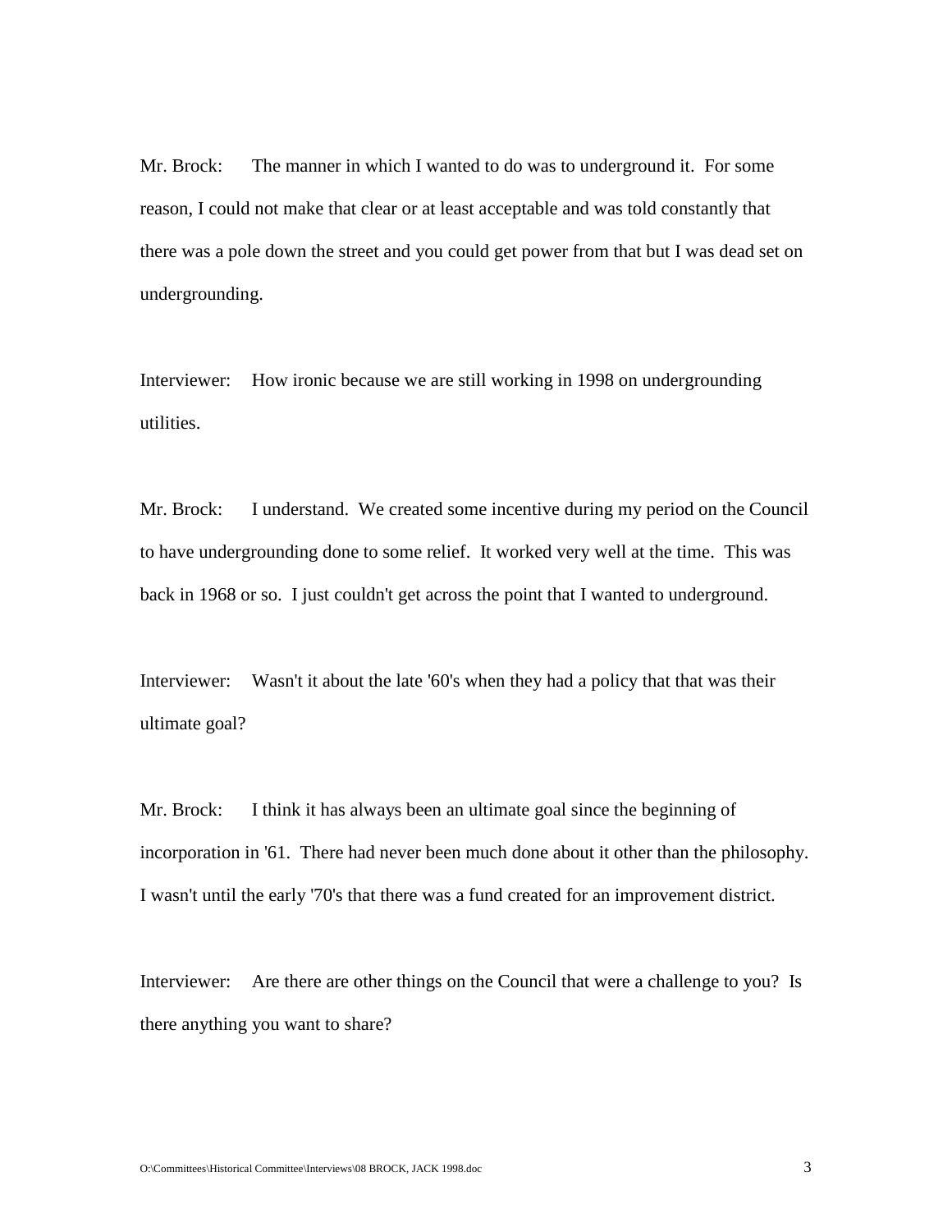Mr. Brock: The manner in which I wanted to do was to underground it. For some reason, I could not make that clear or at least acceptable and was told constantly that there was a pole down the street and you could get power from that but I was dead set on undergrounding.

Interviewer: How ironic because we are still working in 1998 on undergrounding utilities.

Mr. Brock: I understand. We created some incentive during my period on the Council to have undergrounding done to some relief. It worked very well at the time. This was back in 1968 or so. I just couldn't get across the point that I wanted to underground.

Interviewer: Wasn't it about the late '60's when they had a policy that that was their ultimate goal?

Mr. Brock: I think it has always been an ultimate goal since the beginning of incorporation in '61. There had never been much done about it other than the philosophy. I wasn't until the early '70's that there was a fund created for an improvement district.

Interviewer: Are there are other things on the Council that were a challenge to you? Is there anything you want to share?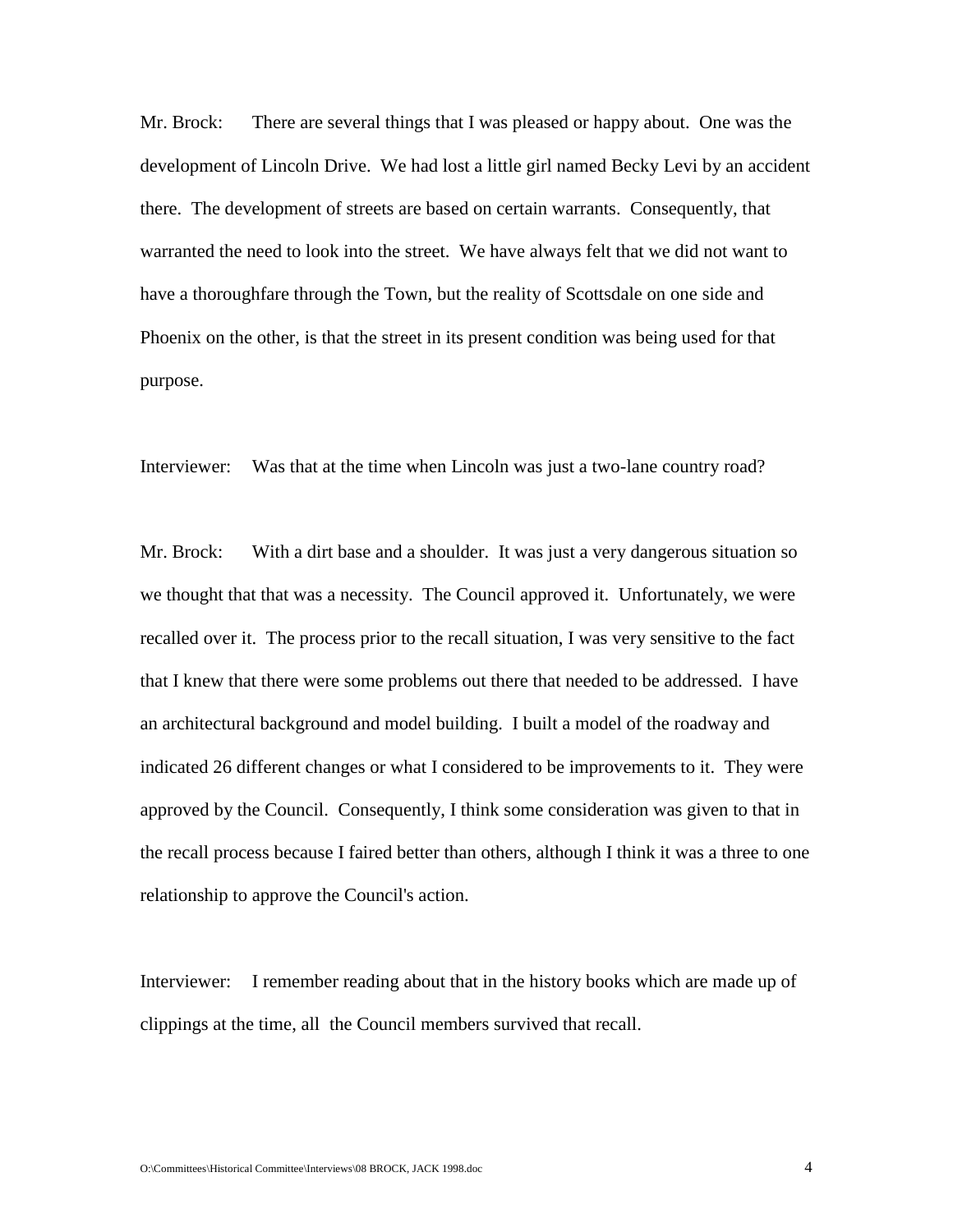Mr. Brock: There are several things that I was pleased or happy about. One was the development of Lincoln Drive. We had lost a little girl named Becky Levi by an accident there. The development of streets are based on certain warrants. Consequently, that warranted the need to look into the street. We have always felt that we did not want to have a thoroughfare through the Town, but the reality of Scottsdale on one side and Phoenix on the other, is that the street in its present condition was being used for that purpose.

Interviewer: Was that at the time when Lincoln was just a two-lane country road?

Mr. Brock: With a dirt base and a shoulder. It was just a very dangerous situation so we thought that that was a necessity. The Council approved it. Unfortunately, we were recalled over it. The process prior to the recall situation, I was very sensitive to the fact that I knew that there were some problems out there that needed to be addressed. I have an architectural background and model building. I built a model of the roadway and indicated 26 different changes or what I considered to be improvements to it. They were approved by the Council. Consequently, I think some consideration was given to that in the recall process because I faired better than others, although I think it was a three to one relationship to approve the Council's action.

Interviewer: I remember reading about that in the history books which are made up of clippings at the time, all the Council members survived that recall.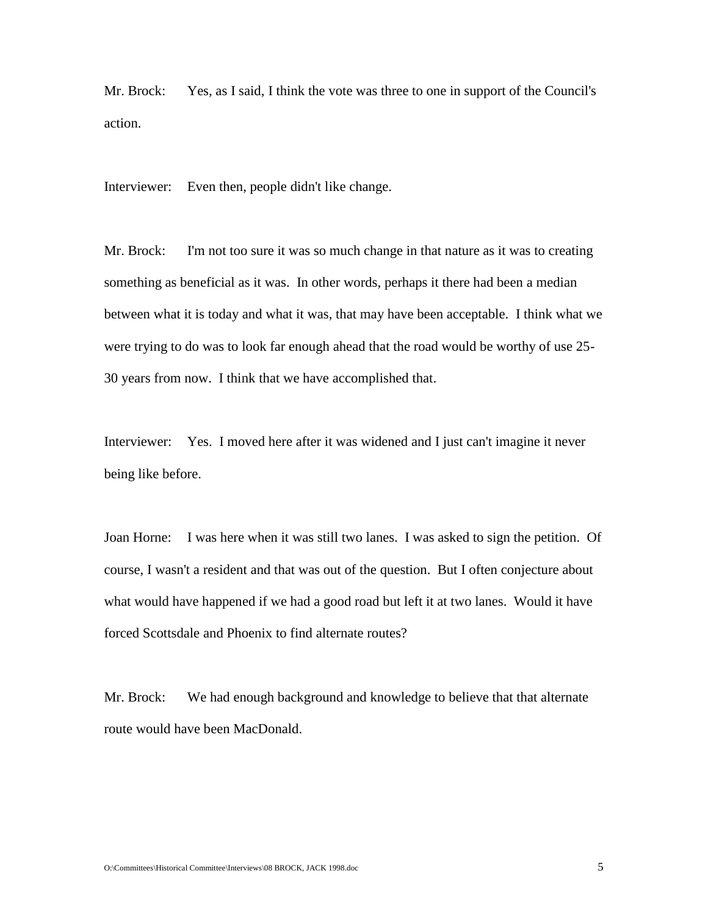Mr. Brock: Yes, as I said, I think the vote was three to one in support of the Council's action.

Interviewer: Even then, people didn't like change.

Mr. Brock: I'm not too sure it was so much change in that nature as it was to creating something as beneficial as it was. In other words, perhaps it there had been a median between what it is today and what it was, that may have been acceptable. I think what we were trying to do was to look far enough ahead that the road would be worthy of use 25-30 years from now. I think that we have accomplished that.

Interviewer: Yes. I moved here after it was widened and I just can't imagine it never being like before.

Joan Horne: I was here when it was still two lanes. I was asked to sign the petition. Of course, I wasn't a resident and that was out of the question. But I often conjecture about what would have happened if we had a good road but left it at two lanes. Would it have forced Scottsdale and Phoenix to find alternate routes?

Mr. Brock: We had enough background and knowledge to believe that that alternate route would have been MacDonald.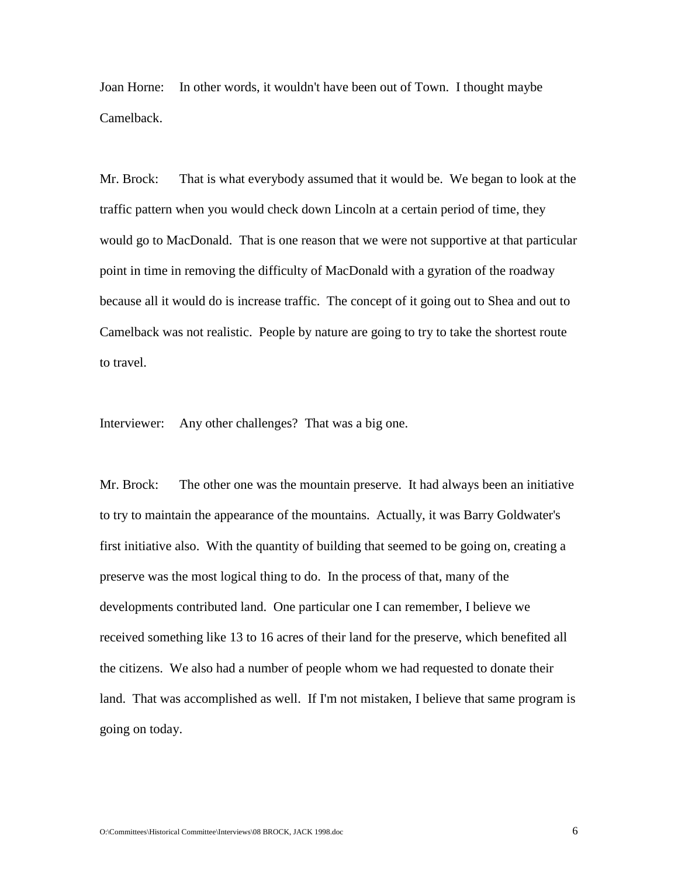Joan Horne: In other words, it wouldn't have been out of Town. I thought maybe Camelback.

Mr. Brock: That is what everybody assumed that it would be. We began to look at the traffic pattern when you would check down Lincoln at a certain period of time, they would go to MacDonald. That is one reason that we were not supportive at that particular point in time in removing the difficulty of MacDonald with a gyration of the roadway because all it would do is increase traffic. The concept of it going out to Shea and out to Camelback was not realistic. People by nature are going to try to take the shortest route to travel.

Interviewer: Any other challenges? That was a big one.

Mr. Brock: The other one was the mountain preserve. It had always been an initiative to try to maintain the appearance of the mountains. Actually, it was Barry Goldwater's first initiative also. With the quantity of building that seemed to be going on, creating a preserve was the most logical thing to do. In the process of that, many of the developments contributed land. One particular one I can remember, I believe we received something like 13 to 16 acres of their land for the preserve, which benefited all the citizens. We also had a number of people whom we had requested to donate their land. That was accomplished as well. If I'm not mistaken, I believe that same program is going on today.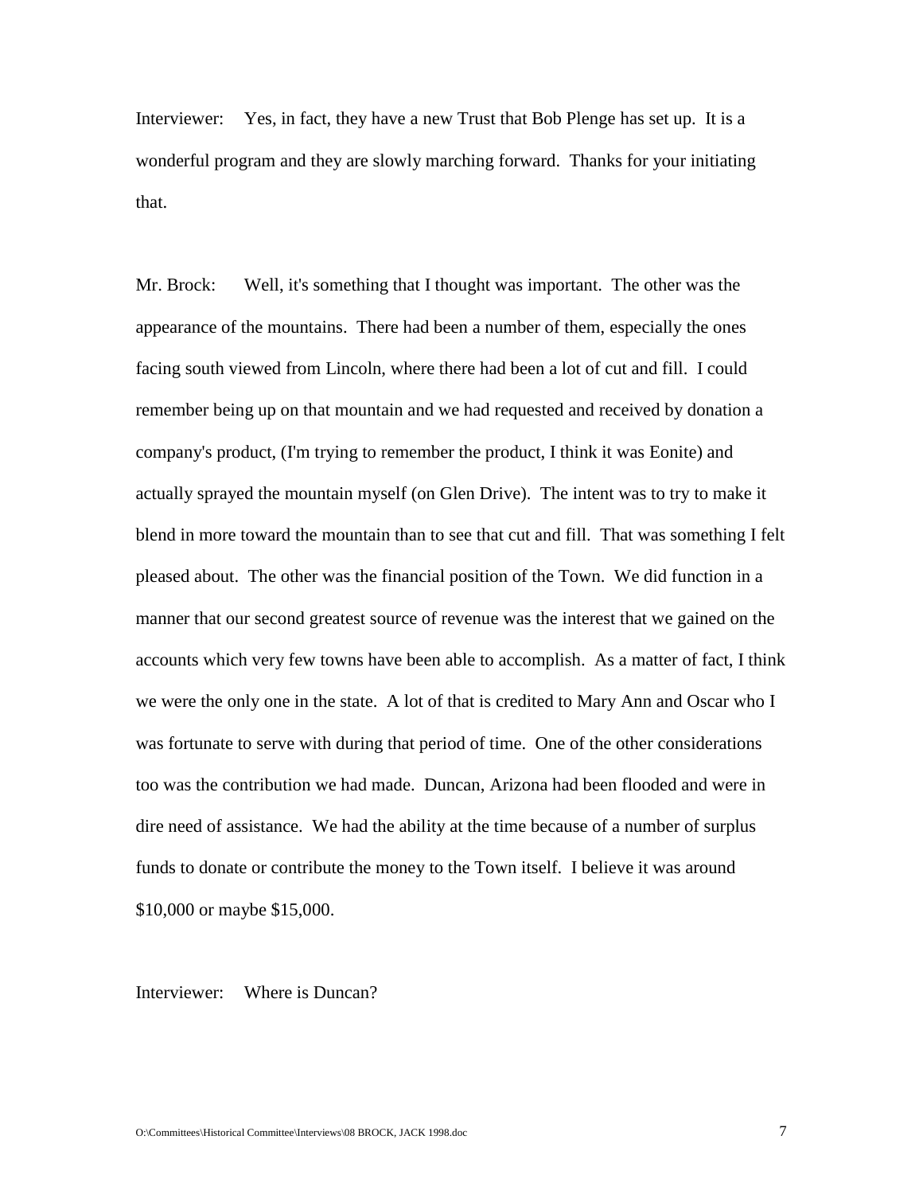Interviewer: Yes, in fact, they have a new Trust that Bob Plenge has set up. It is a wonderful program and they are slowly marching forward. Thanks for your initiating that.

Mr. Brock: Well, it's something that I thought was important. The other was the appearance of the mountains. There had been a number of them, especially the ones facing south viewed from Lincoln, where there had been a lot of cut and fill. I could remember being up on that mountain and we had requested and received by donation a company's product, (I'm trying to remember the product, I think it was Eonite) and actually sprayed the mountain myself (on Glen Drive). The intent was to try to make it blend in more toward the mountain than to see that cut and fill. That was something I felt pleased about. The other was the financial position of the Town. We did function in a manner that our second greatest source of revenue was the interest that we gained on the accounts which very few towns have been able to accomplish. As a matter of fact, I think we were the only one in the state. A lot of that is credited to Mary Ann and Oscar who I was fortunate to serve with during that period of time. One of the other considerations too was the contribution we had made. Duncan, Arizona had been flooded and were in dire need of assistance. We had the ability at the time because of a number of surplus funds to donate or contribute the money to the Town itself. I believe it was around $10,000 or maybe $15,000.

Interviewer: Where is Duncan?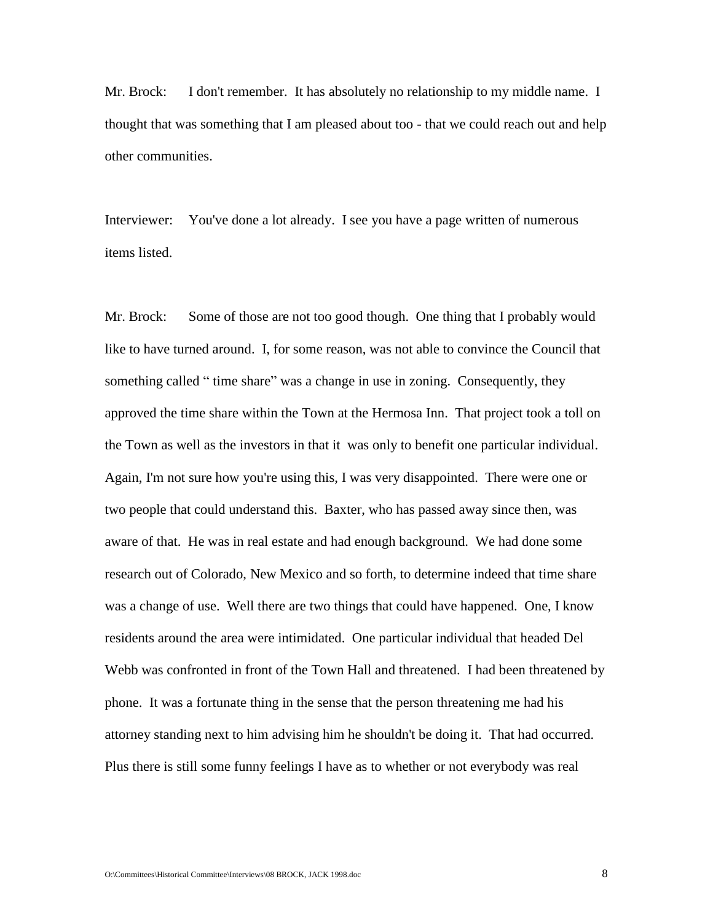Mr. Brock: I don't remember. It has absolutely no relationship to my middle name. I thought that was something that I am pleased about too - that we could reach out and help other communities.

Interviewer: You've done a lot already. I see you have a page written of numerous items listed.

Mr. Brock: Some of those are not too good though. One thing that I probably would like to have turned around. I, for some reason, was not able to convince the Council that something called " time share" was a change in use in zoning. Consequently, they approved the time share within the Town at the Hermosa Inn. That project took a toll on the Town as well as the investors in that it was only to benefit one particular individual. Again, I'm not sure how you're using this, I was very disappointed. There were one or two people that could understand this. Baxter, who has passed away since then, was aware of that. He was in real estate and had enough background. We had done some research out of Colorado, New Mexico and so forth, to determine indeed that time share was a change of use. Well there are two things that could have happened. One, I know residents around the area were intimidated. One particular individual that headed Del Webb was confronted in front of the Town Hall and threatened. I had been threatened by phone. It was a fortunate thing in the sense that the person threatening me had his attorney standing next to him advising him he shouldn't be doing it. That had occurred. Plus there is still some funny feelings I have as to whether or not everybody was real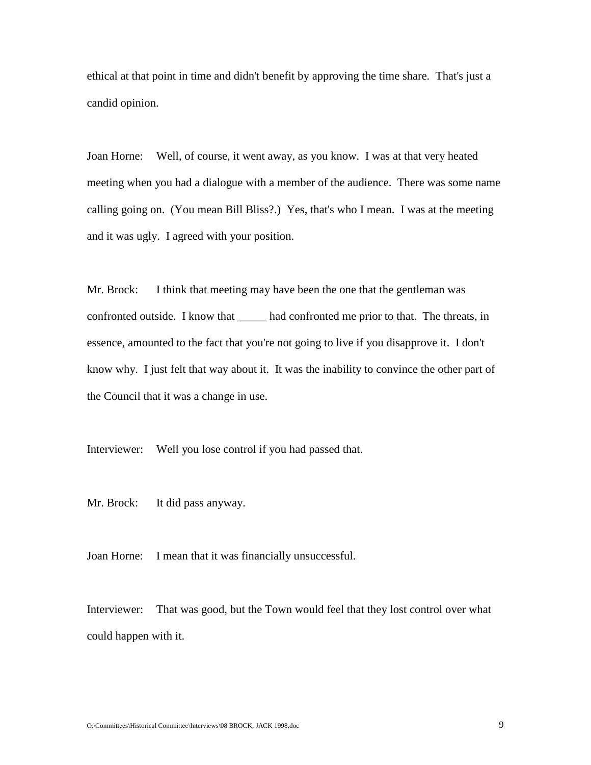ethical at that point in time and didn't benefit by approving the time share. That's just a candid opinion.

Joan Horne: Well, of course, it went away, as you know. I was at that very heated meeting when you had a dialogue with a member of the audience. There was some name calling going on. (You mean Bill Bliss?.) Yes, that's who I mean. I was at the meeting and it was ugly. I agreed with your position.

Mr. Brock: I think that meeting may have been the one that the gentleman was confronted outside. I know that _____ had confronted me prior to that. The threats, in essence, amounted to the fact that you're not going to live if you disapprove it. I don't know why. I just felt that way about it. It was the inability to convince the other part of the Council that it was a change in use.

Interviewer: Well you lose control if you had passed that.

Mr. Brock: It did pass anyway.

Joan Horne: I mean that it was financially unsuccessful.

Interviewer: That was good, but the Town would feel that they lost control over what could happen with it.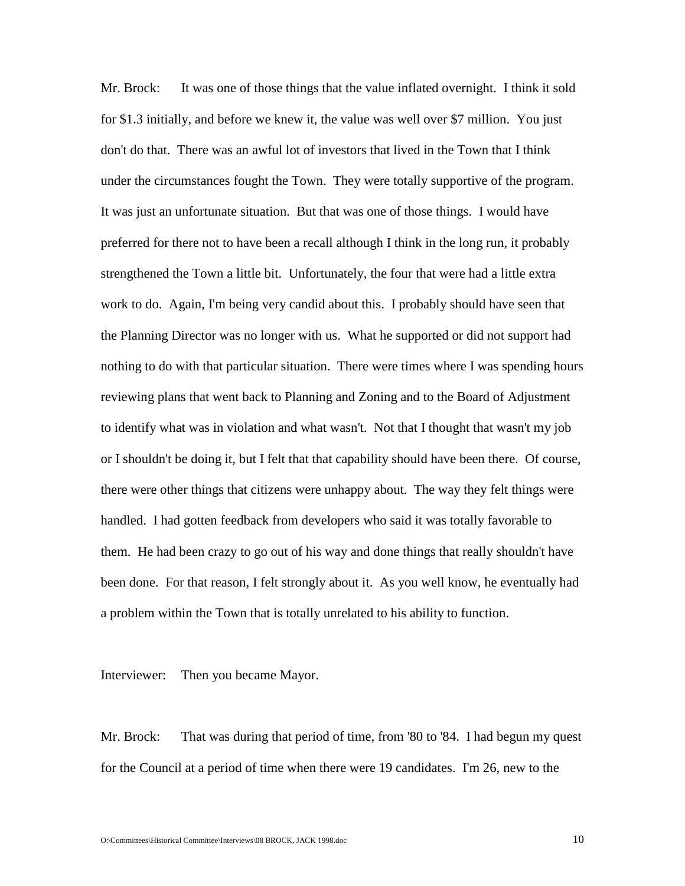Mr. Brock: It was one of those things that the value inflated overnight. I think it sold for $1.3 initially, and before we knew it, the value was well over $7 million. You just don't do that. There was an awful lot of investors that lived in the Town that I think under the circumstances fought the Town. They were totally supportive of the program. It was just an unfortunate situation. But that was one of those things. I would have preferred for there not to have been a recall although I think in the long run, it probably strengthened the Town a little bit. Unfortunately, the four that were had a little extra work to do. Again, I'm being very candid about this. I probably should have seen that the Planning Director was no longer with us. What he supported or did not support had nothing to do with that particular situation. There were times where I was spending hours reviewing plans that went back to Planning and Zoning and to the Board of Adjustment to identify what was in violation and what wasn't. Not that I thought that wasn't my job or I shouldn't be doing it, but I felt that that capability should have been there. Of course, there were other things that citizens were unhappy about. The way they felt things were handled. I had gotten feedback from developers who said it was totally favorable to them. He had been crazy to go out of his way and done things that really shouldn't have been done. For that reason, I felt strongly about it. As you well know, he eventually had a problem within the Town that is totally unrelated to his ability to function.

Interviewer: Then you became Mayor.

Mr. Brock: That was during that period of time, from '80 to '84. I had begun my quest for the Council at a period of time when there were 19 candidates. I'm 26, new to the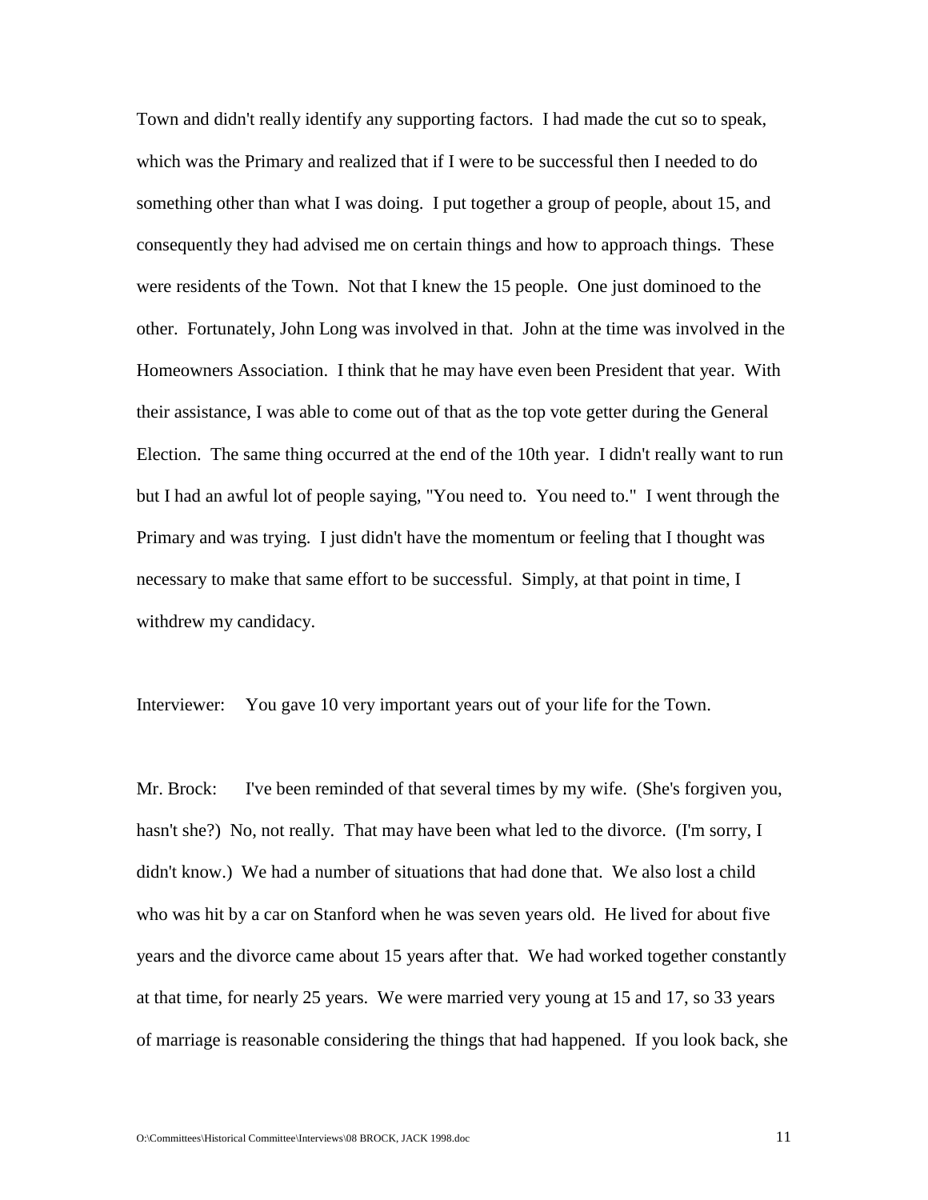Town and didn't really identify any supporting factors. I had made the cut so to speak, which was the Primary and realized that if I were to be successful then I needed to do something other than what I was doing. I put together a group of people, about 15, and consequently they had advised me on certain things and how to approach things. These were residents of the Town. Not that I knew the 15 people. One just dominoed to the other. Fortunately, John Long was involved in that. John at the time was involved in the Homeowners Association. I think that he may have even been President that year. With their assistance, I was able to come out of that as the top vote getter during the General Election. The same thing occurred at the end of the 10th year. I didn't really want to run but I had an awful lot of people saying, "You need to. You need to." I went through the Primary and was trying. I just didn't have the momentum or feeling that I thought was necessary to make that same effort to be successful. Simply, at that point in time, I withdrew my candidacy.

Interviewer: You gave 10 very important years out of your life for the Town.

Mr. Brock: I've been reminded of that several times by my wife. (She's forgiven you, hasn't she?) No, not really. That may have been what led to the divorce. (I'm sorry, I didn't know.) We had a number of situations that had done that. We also lost a child who was hit by a car on Stanford when he was seven years old. He lived for about five years and the divorce came about 15 years after that. We had worked together constantly at that time, for nearly 25 years. We were married very young at 15 and 17, so 33 years of marriage is reasonable considering the things that had happened. If you look back, she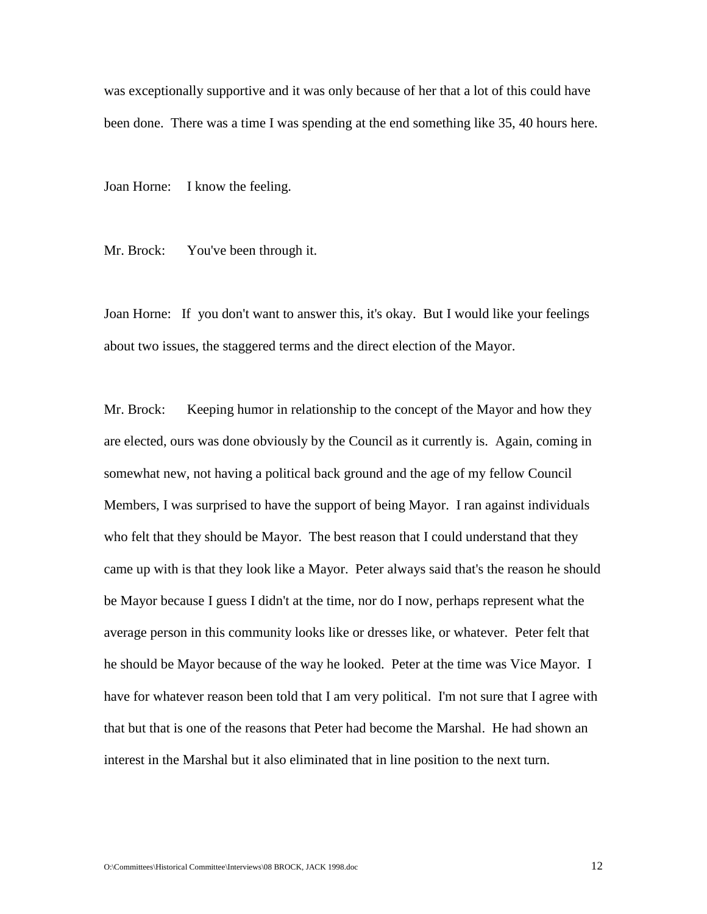was exceptionally supportive and it was only because of her that a lot of this could have been done. There was a time I was spending at the end something like 35, 40 hours here.

Joan Horne: I know the feeling.

Mr. Brock: You've been through it.

Joan Horne: If you don't want to answer this, it's okay. But I would like your feelings about two issues, the staggered terms and the direct election of the Mayor.

Mr. Brock: Keeping humor in relationship to the concept of the Mayor and how they are elected, ours was done obviously by the Council as it currently is. Again, coming in somewhat new, not having a political back ground and the age of my fellow Council Members, I was surprised to have the support of being Mayor. I ran against individuals who felt that they should be Mayor. The best reason that I could understand that they came up with is that they look like a Mayor. Peter always said that's the reason he should be Mayor because I guess I didn't at the time, nor do I now, perhaps represent what the average person in this community looks like or dresses like, or whatever. Peter felt that he should be Mayor because of the way he looked. Peter at the time was Vice Mayor. I have for whatever reason been told that I am very political. I'm not sure that I agree with that but that is one of the reasons that Peter had become the Marshal. He had shown an interest in the Marshal but it also eliminated that in line position to the next turn.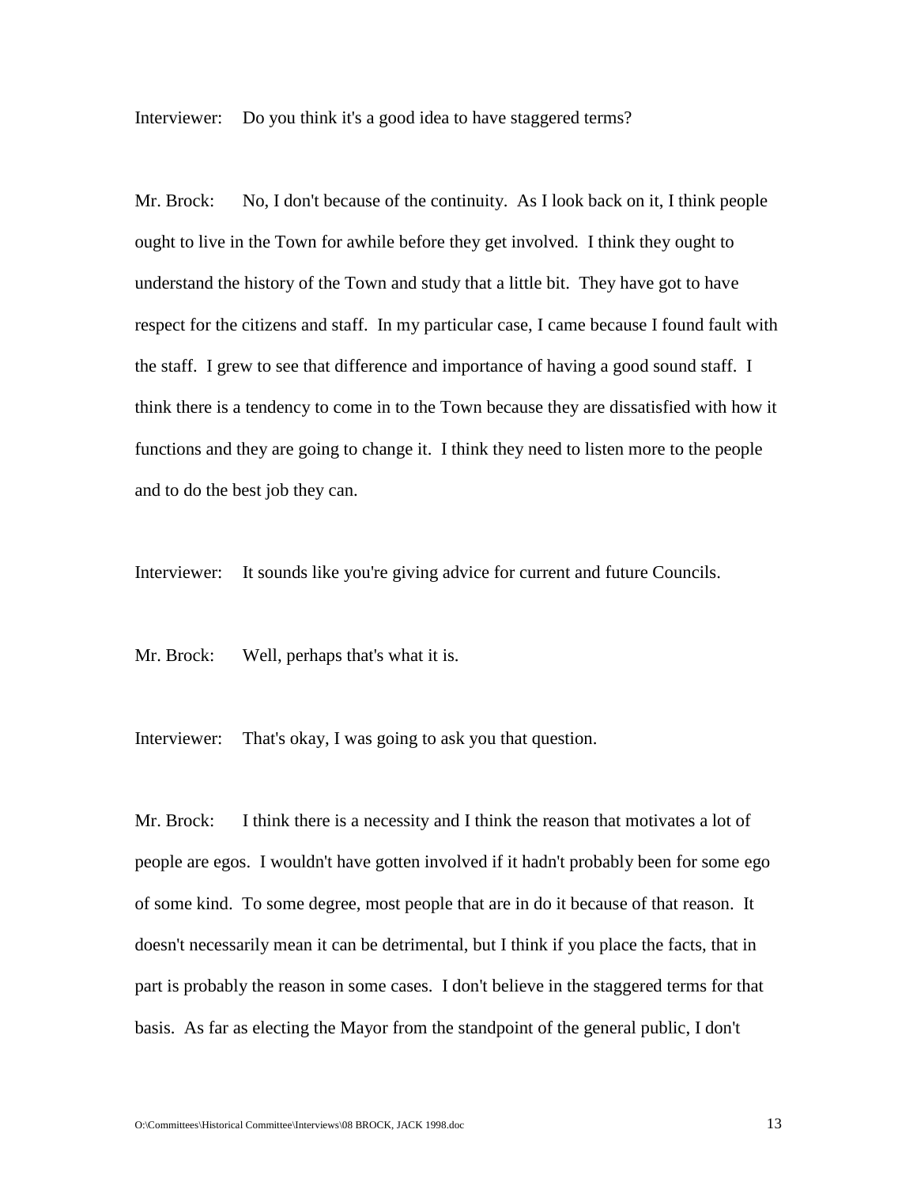Interviewer: Do you think it's a good idea to have staggered terms?

Mr. Brock: No, I don't because of the continuity. As I look back on it, I think people ought to live in the Town for awhile before they get involved. I think they ought to understand the history of the Town and study that a little bit. They have got to have respect for the citizens and staff. In my particular case, I came because I found fault with the staff. I grew to see that difference and importance of having a good sound staff. I think there is a tendency to come in to the Town because they are dissatisfied with how it functions and they are going to change it. I think they need to listen more to the people and to do the best job they can.

Interviewer: It sounds like you're giving advice for current and future Councils.

Mr. Brock: Well, perhaps that's what it is.

Interviewer: That's okay, I was going to ask you that question.

Mr. Brock: I think there is a necessity and I think the reason that motivates a lot of people are egos. I wouldn't have gotten involved if it hadn't probably been for some ego of some kind. To some degree, most people that are in do it because of that reason. It doesn't necessarily mean it can be detrimental, but I think if you place the facts, that in part is probably the reason in some cases. I don't believe in the staggered terms for that basis. As far as electing the Mayor from the standpoint of the general public, I don't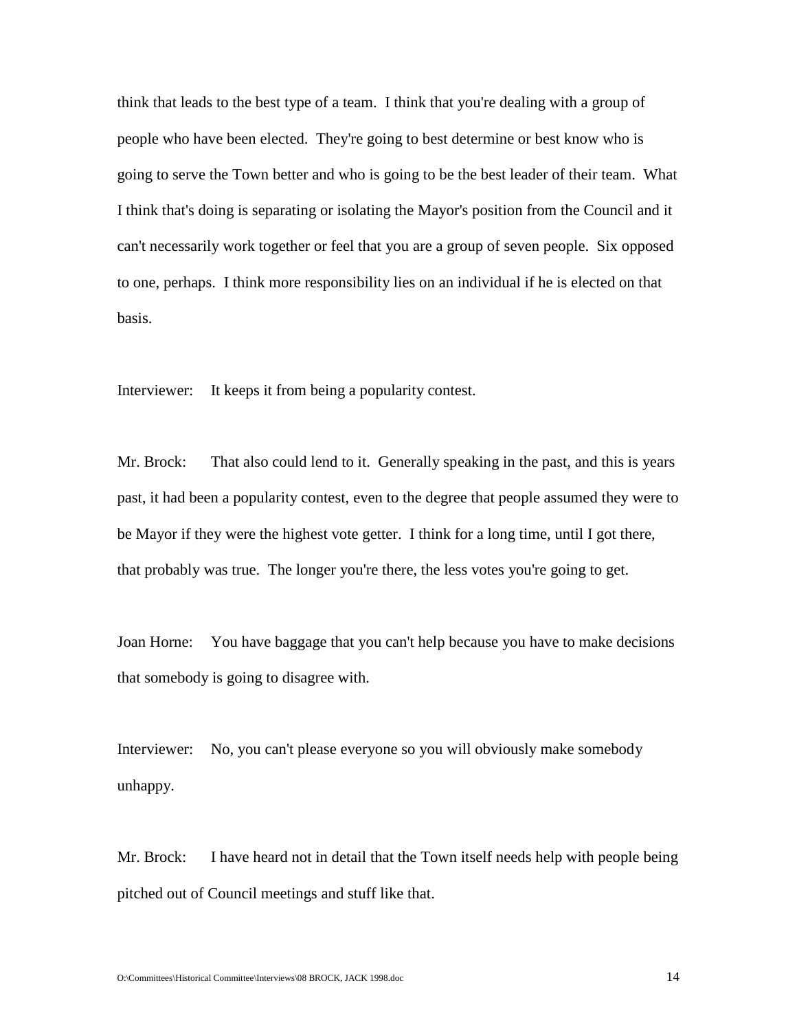think that leads to the best type of a team. I think that you're dealing with a group of people who have been elected. They're going to best determine or best know who is going to serve the Town better and who is going to be the best leader of their team. What I think that's doing is separating or isolating the Mayor's position from the Council and it can't necessarily work together or feel that you are a group of seven people. Six opposed to one, perhaps. I think more responsibility lies on an individual if he is elected on that basis.

Interviewer: It keeps it from being a popularity contest.

Mr. Brock: That also could lend to it. Generally speaking in the past, and this is years past, it had been a popularity contest, even to the degree that people assumed they were to be Mayor if they were the highest vote getter. I think for a long time, until I got there, that probably was true. The longer you're there, the less votes you're going to get.

Joan Horne: You have baggage that you can't help because you have to make decisions that somebody is going to disagree with.

Interviewer: No, you can't please everyone so you will obviously make somebody unhappy.

Mr. Brock: I have heard not in detail that the Town itself needs help with people being pitched out of Council meetings and stuff like that.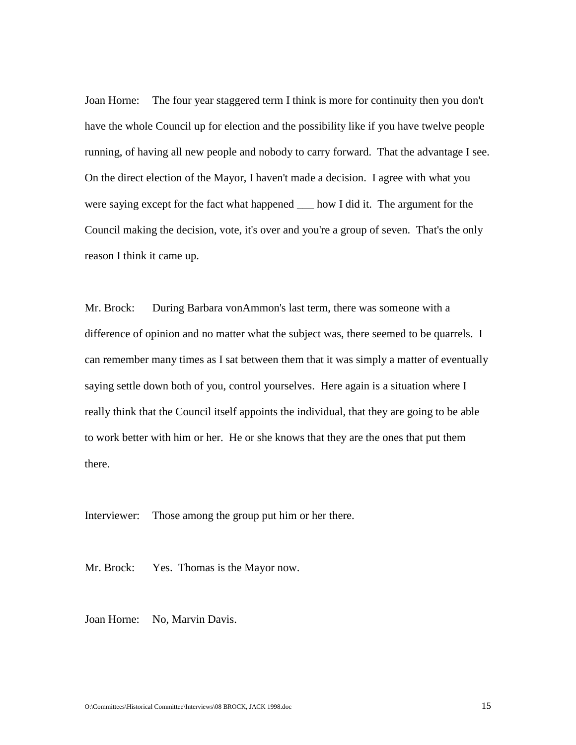Joan Horne: The four year staggered term I think is more for continuity then you don't have the whole Council up for election and the possibility like if you have twelve people running, of having all new people and nobody to carry forward. That the advantage I see. On the direct election of the Mayor, I haven't made a decision. I agree with what you were saying except for the fact what happened ___ how I did it. The argument for the Council making the decision, vote, it's over and you're a group of seven. That's the only reason I think it came up.

Mr. Brock: During Barbara vonAmmon's last term, there was someone with a difference of opinion and no matter what the subject was, there seemed to be quarrels. I can remember many times as I sat between them that it was simply a matter of eventually saying settle down both of you, control yourselves. Here again is a situation where I really think that the Council itself appoints the individual, that they are going to be able to work better with him or her. He or she knows that they are the ones that put them there.

Interviewer: Those among the group put him or her there.

Mr. Brock: Yes. Thomas is the Mayor now.

Joan Horne: No, Marvin Davis.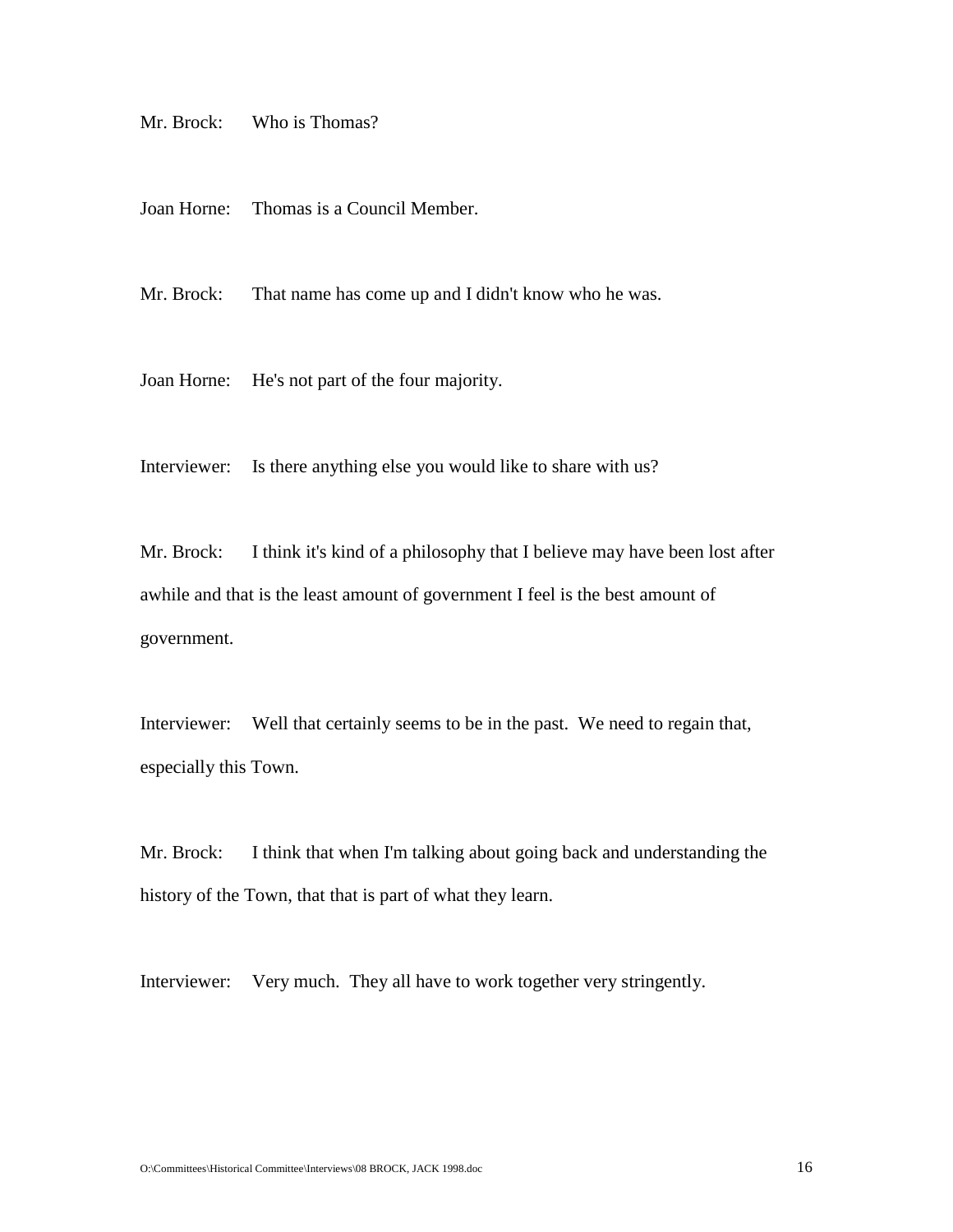Mr. Brock: Who is Thomas?

Joan Horne: Thomas is a Council Member.

Mr. Brock: That name has come up and I didn't know who he was.

Joan Horne: He's not part of the four majority.

Interviewer: Is there anything else you would like to share with us?

Mr. Brock: I think it's kind of a philosophy that I believe may have been lost after awhile and that is the least amount of government I feel is the best amount of government.

Interviewer: Well that certainly seems to be in the past. We need to regain that, especially this Town.

Mr. Brock: I think that when I'm talking about going back and understanding the history of the Town, that that is part of what they learn.

Interviewer: Very much. They all have to work together very stringently.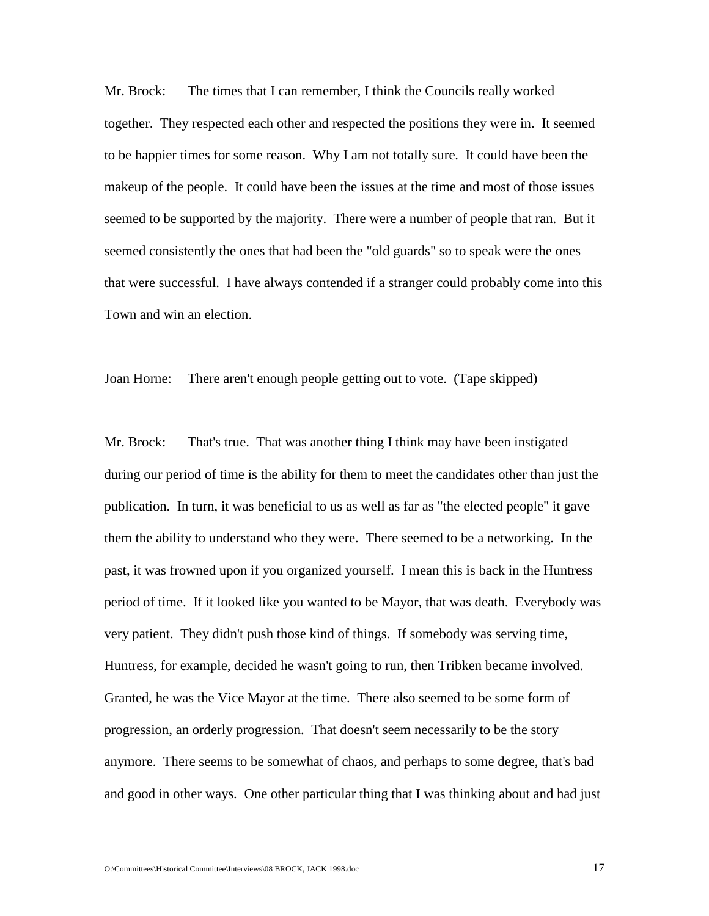Mr. Brock: The times that I can remember, I think the Councils really worked together. They respected each other and respected the positions they were in. It seemed to be happier times for some reason. Why I am not totally sure. It could have been the makeup of the people. It could have been the issues at the time and most of those issues seemed to be supported by the majority. There were a number of people that ran. But it seemed consistently the ones that had been the "old guards" so to speak were the ones that were successful. I have always contended if a stranger could probably come into this Town and win an election.

Joan Horne: There aren't enough people getting out to vote. (Tape skipped)

Mr. Brock: That's true. That was another thing I think may have been instigated during our period of time is the ability for them to meet the candidates other than just the publication. In turn, it was beneficial to us as well as far as "the elected people" it gave them the ability to understand who they were. There seemed to be a networking. In the past, it was frowned upon if you organized yourself. I mean this is back in the Huntress period of time. If it looked like you wanted to be Mayor, that was death. Everybody was very patient. They didn't push those kind of things. If somebody was serving time, Huntress, for example, decided he wasn't going to run, then Tribken became involved. Granted, he was the Vice Mayor at the time. There also seemed to be some form of progression, an orderly progression. That doesn't seem necessarily to be the story anymore. There seems to be somewhat of chaos, and perhaps to some degree, that's bad and good in other ways. One other particular thing that I was thinking about and had just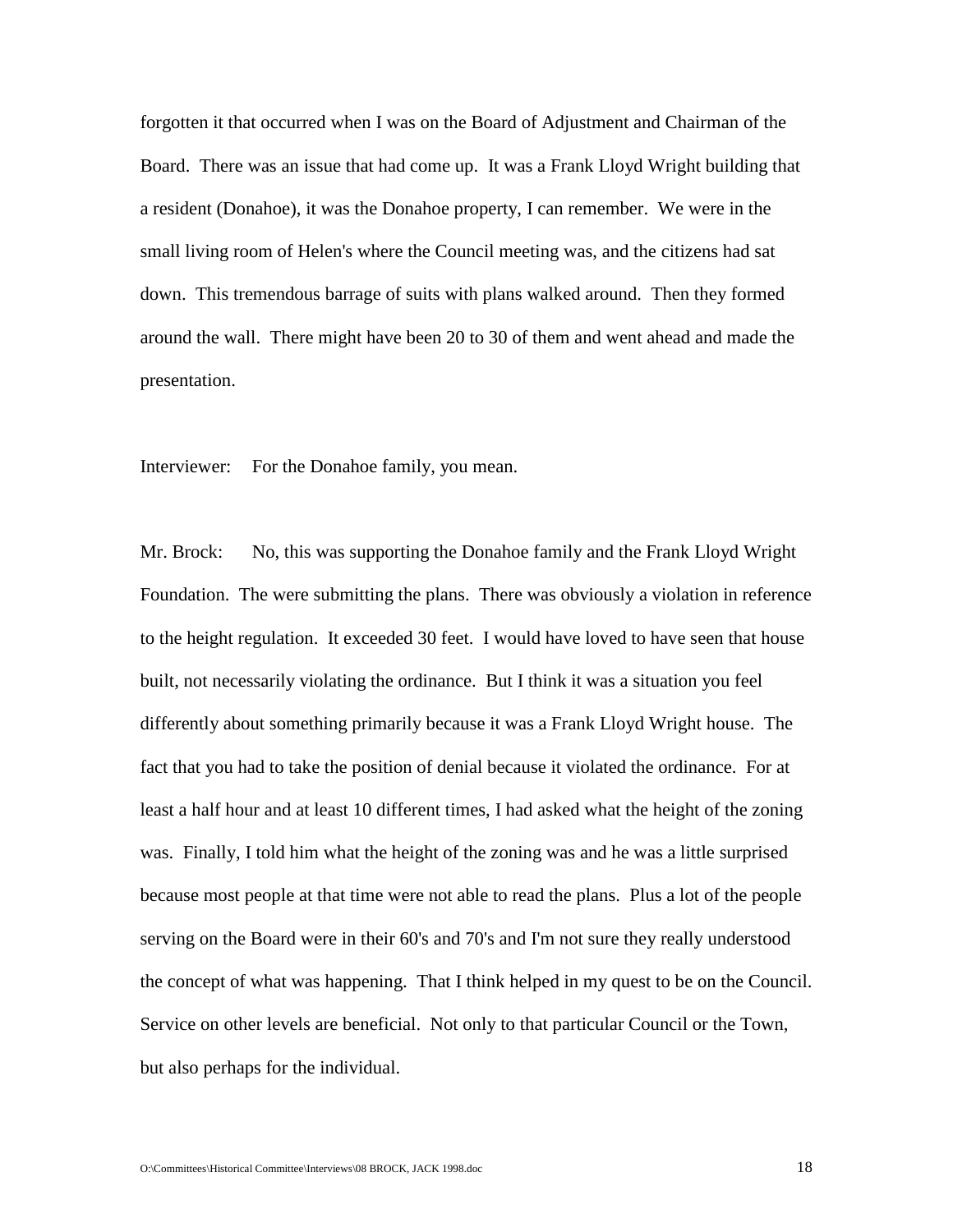forgotten it that occurred when I was on the Board of Adjustment and Chairman of the Board. There was an issue that had come up. It was a Frank Lloyd Wright building that a resident (Donahoe), it was the Donahoe property, I can remember. We were in the small living room of Helen's where the Council meeting was, and the citizens had sat down. This tremendous barrage of suits with plans walked around. Then they formed around the wall. There might have been 20 to 30 of them and went ahead and made the presentation.

Interviewer: For the Donahoe family, you mean.

Mr. Brock: No, this was supporting the Donahoe family and the Frank Lloyd Wright Foundation. The were submitting the plans. There was obviously a violation in reference to the height regulation. It exceeded 30 feet. I would have loved to have seen that house built, not necessarily violating the ordinance. But I think it was a situation you feel differently about something primarily because it was a Frank Lloyd Wright house. The fact that you had to take the position of denial because it violated the ordinance. For at least a half hour and at least 10 different times, I had asked what the height of the zoning was. Finally, I told him what the height of the zoning was and he was a little surprised because most people at that time were not able to read the plans. Plus a lot of the people serving on the Board were in their 60's and 70's and I'm not sure they really understood the concept of what was happening. That I think helped in my quest to be on the Council. Service on other levels are beneficial. Not only to that particular Council or the Town, but also perhaps for the individual.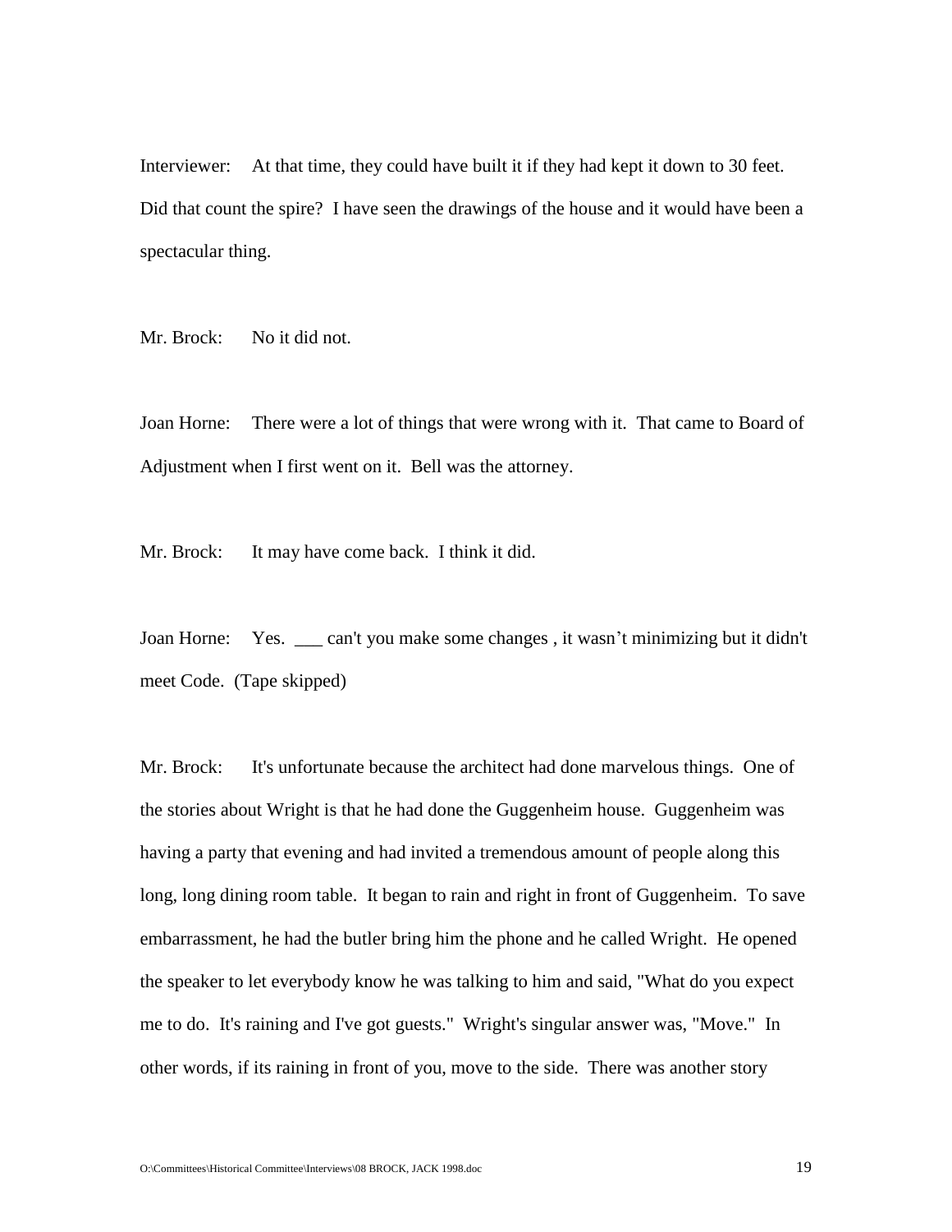Interviewer: At that time, they could have built it if they had kept it down to 30 feet. Did that count the spire? I have seen the drawings of the house and it would have been a spectacular thing.

Mr. Brock: No it did not.

Joan Horne: There were a lot of things that were wrong with it. That came to Board of Adjustment when I first went on it. Bell was the attorney.

Mr. Brock: It may have come back. I think it did.

Joan Horne: Yes. ___ can't you make some changes , it wasn't minimizing but it didn't meet Code. (Tape skipped)

Mr. Brock: It's unfortunate because the architect had done marvelous things. One of the stories about Wright is that he had done the Guggenheim house. Guggenheim was having a party that evening and had invited a tremendous amount of people along this long, long dining room table. It began to rain and right in front of Guggenheim. To save embarrassment, he had the butler bring him the phone and he called Wright. He opened the speaker to let everybody know he was talking to him and said, "What do you expect me to do. It's raining and I've got guests." Wright's singular answer was, "Move." In other words, if its raining in front of you, move to the side. There was another story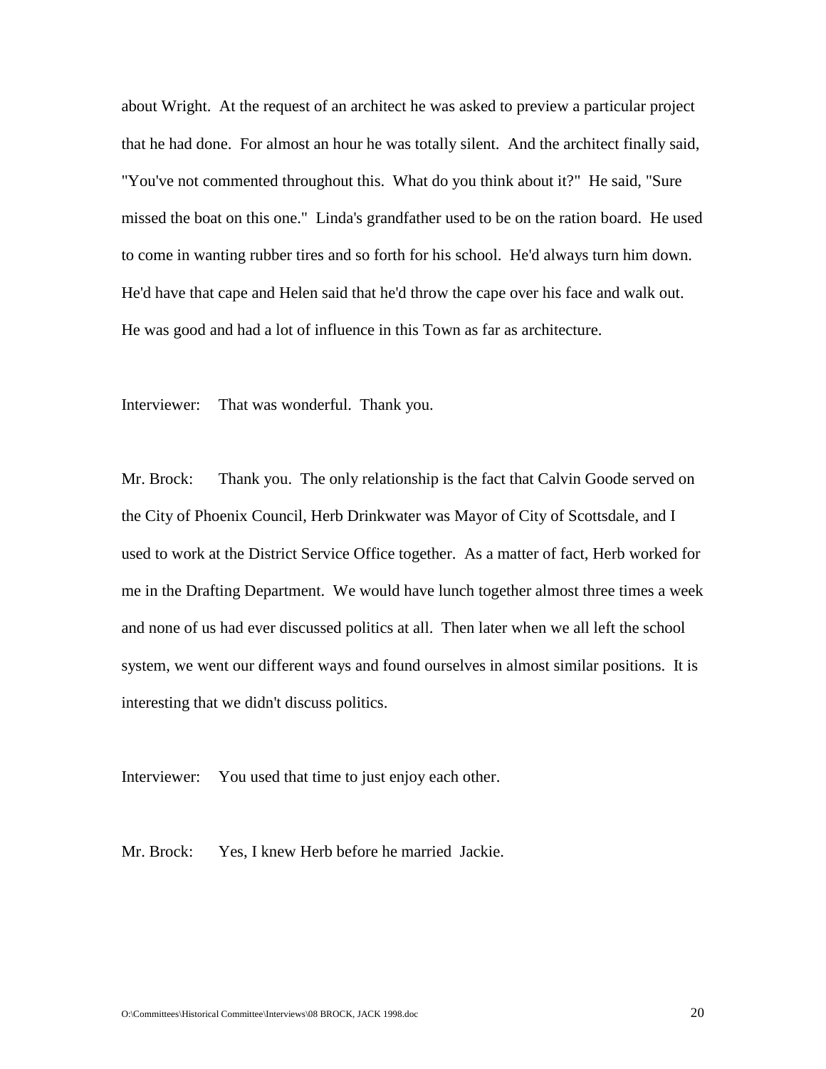about Wright. At the request of an architect he was asked to preview a particular project that he had done. For almost an hour he was totally silent. And the architect finally said, "You've not commented throughout this. What do you think about it?" He said, "Sure missed the boat on this one." Linda's grandfather used to be on the ration board. He used to come in wanting rubber tires and so forth for his school. He'd always turn him down. He'd have that cape and Helen said that he'd throw the cape over his face and walk out. He was good and had a lot of influence in this Town as far as architecture.

Interviewer: That was wonderful. Thank you.

Mr. Brock: Thank you. The only relationship is the fact that Calvin Goode served on the City of Phoenix Council, Herb Drinkwater was Mayor of City of Scottsdale, and I used to work at the District Service Office together. As a matter of fact, Herb worked for me in the Drafting Department. We would have lunch together almost three times a week and none of us had ever discussed politics at all. Then later when we all left the school system, we went our different ways and found ourselves in almost similar positions. It is interesting that we didn't discuss politics.

Interviewer: You used that time to just enjoy each other.

Mr. Brock: Yes, I knew Herb before he married Jackie.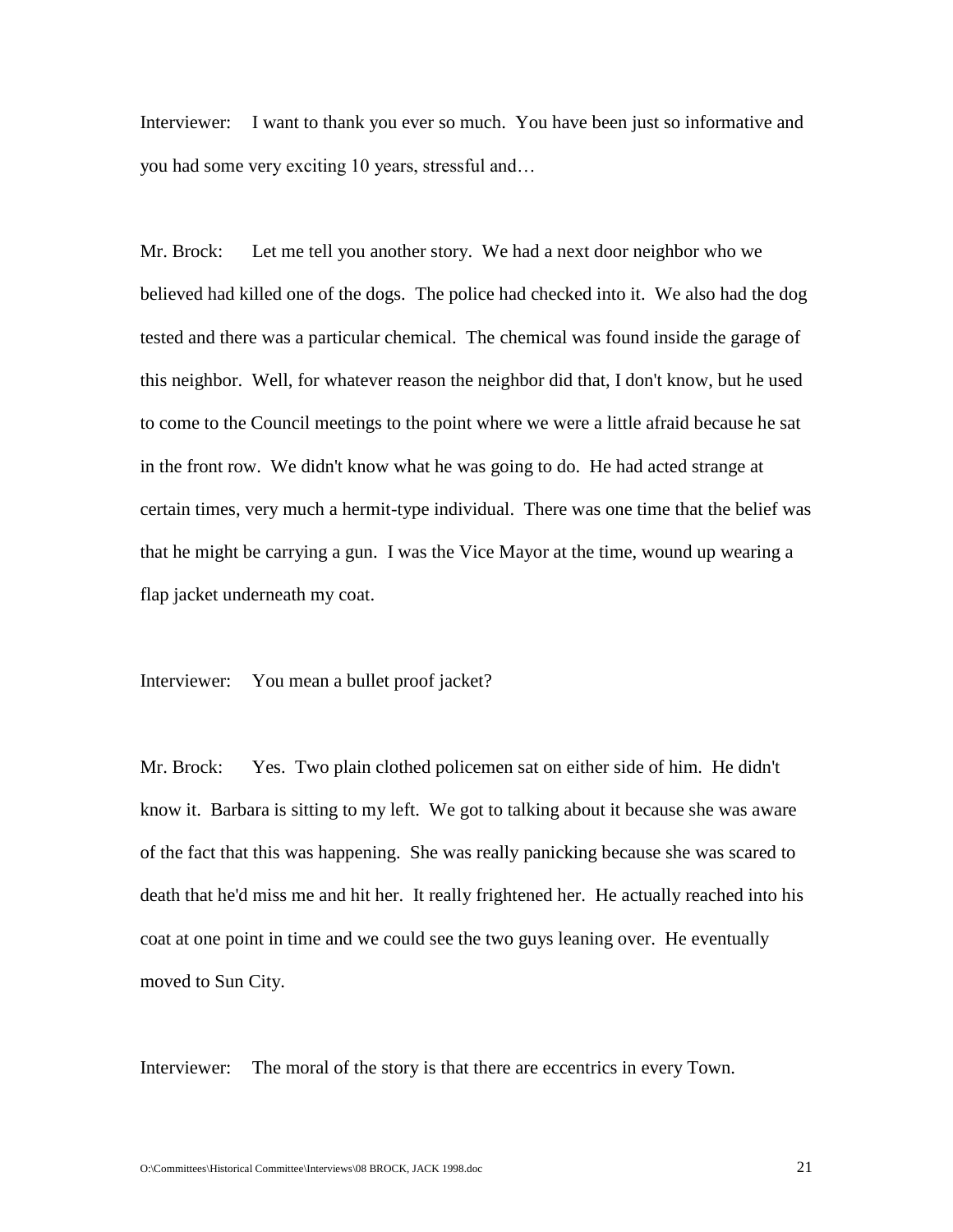Interviewer: I want to thank you ever so much. You have been just so informative and you had some very exciting 10 years, stressful and…

Mr. Brock: Let me tell you another story. We had a next door neighbor who we believed had killed one of the dogs. The police had checked into it. We also had the dog tested and there was a particular chemical. The chemical was found inside the garage of this neighbor. Well, for whatever reason the neighbor did that, I don't know, but he used to come to the Council meetings to the point where we were a little afraid because he sat in the front row. We didn't know what he was going to do. He had acted strange at certain times, very much a hermit-type individual. There was one time that the belief was that he might be carrying a gun. I was the Vice Mayor at the time, wound up wearing a flap jacket underneath my coat.

Interviewer: You mean a bullet proof jacket?

Mr. Brock: Yes. Two plain clothed policemen sat on either side of him. He didn't know it. Barbara is sitting to my left. We got to talking about it because she was aware of the fact that this was happening. She was really panicking because she was scared to death that he'd miss me and hit her. It really frightened her. He actually reached into his coat at one point in time and we could see the two guys leaning over. He eventually moved to Sun City.

Interviewer: The moral of the story is that there are eccentrics in every Town.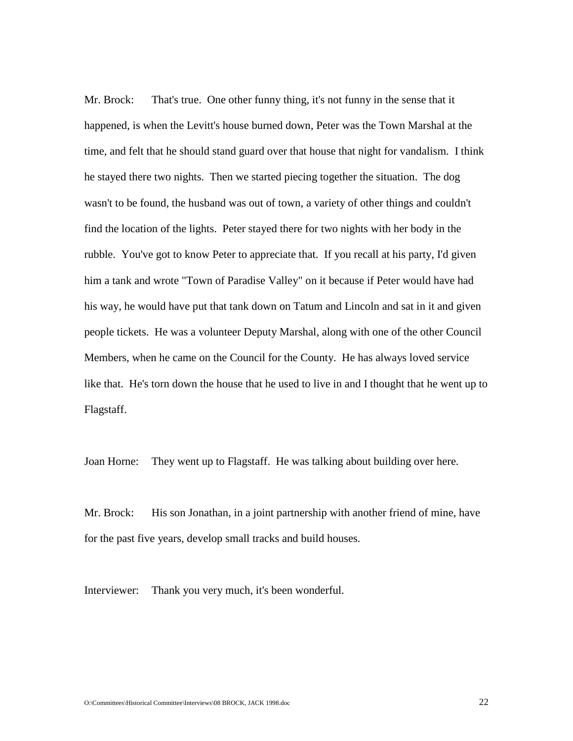Mr. Brock: That's true. One other funny thing, it's not funny in the sense that it happened, is when the Levitt's house burned down, Peter was the Town Marshal at the time, and felt that he should stand guard over that house that night for vandalism. I think he stayed there two nights. Then we started piecing together the situation. The dog wasn't to be found, the husband was out of town, a variety of other things and couldn't find the location of the lights. Peter stayed there for two nights with her body in the rubble. You've got to know Peter to appreciate that. If you recall at his party, I'd given him a tank and wrote "Town of Paradise Valley" on it because if Peter would have had his way, he would have put that tank down on Tatum and Lincoln and sat in it and given people tickets. He was a volunteer Deputy Marshal, along with one of the other Council Members, when he came on the Council for the County. He has always loved service like that. He's torn down the house that he used to live in and I thought that he went up to Flagstaff.

Joan Horne: They went up to Flagstaff. He was talking about building over here.

Mr. Brock: His son Jonathan, in a joint partnership with another friend of mine, have for the past five years, develop small tracks and build houses.

Interviewer: Thank you very much, it's been wonderful.